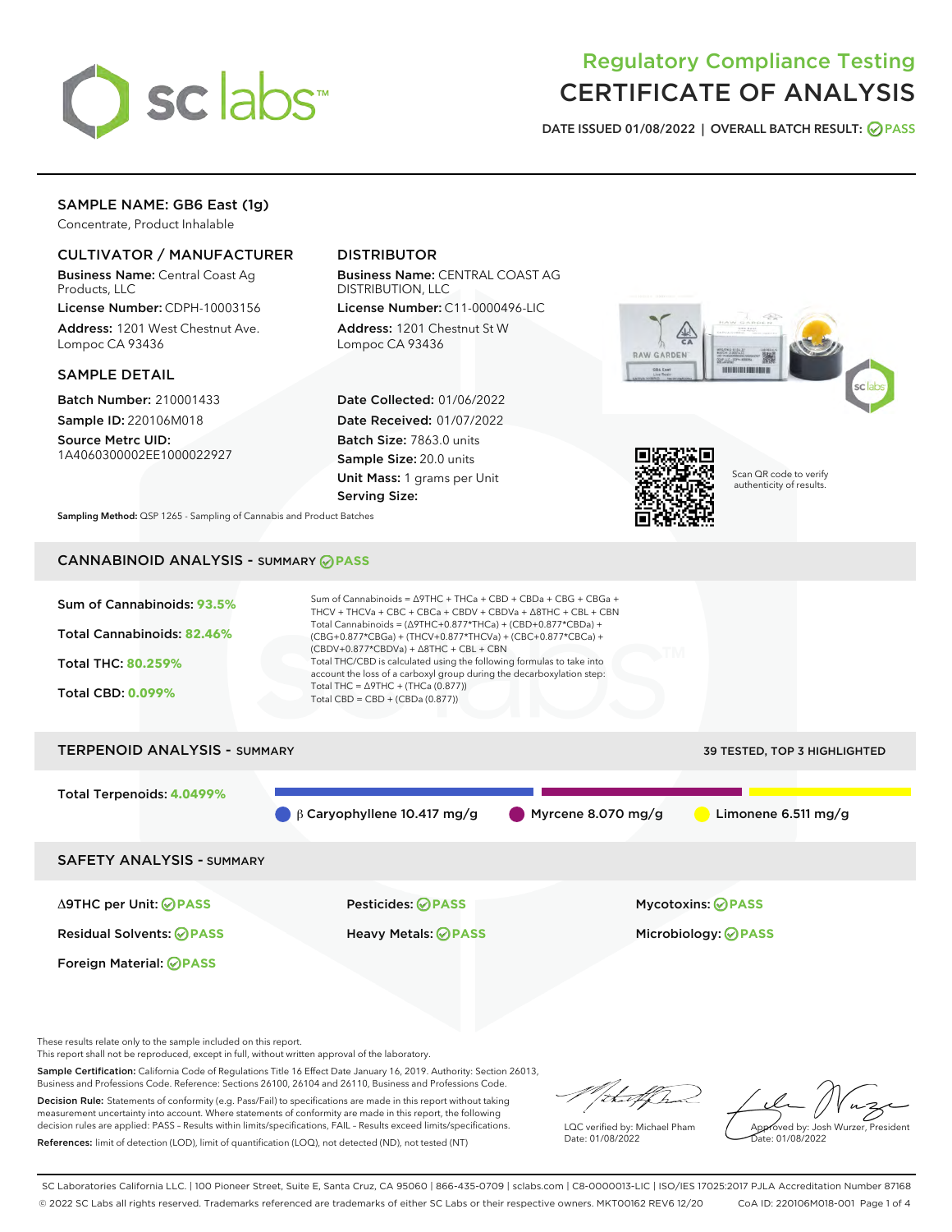# Regulatory Compliance Testing CERTIFICATE OF ANALYSIS

DATE ISSUED 01/08/2022 | OVERALL BATCH RESULT: PASS

## SAMPLE NAME: GB6 East (1g)

Concentrate, Product Inhalable

### CULTIVATOR / MANUFACTURER

**Business Name:** Central Coast Ag Products, LLC

**License Number:** CDPH-10003156

**Address:** 1201 West Chestnut Ave. Lompoc CA 93436

### DISTRIBUTOR

**Business Name:** CENTRAL COAST AG DISTRIBUTION, LLC

**License Number:** C11-0000496-LIC

**Address:** 1201 Chestnut St W Lompoc CA 93436

### SAMPLE DETAIL

**Batch Number:** 210001433

**Sample ID:** 220106M018

**Source Metrc UID:** 1A4060300002EE1000022927

**Date Collected:** 01/06/2022

**Date Received:** 01/07/2022

**Batch Size:** 7863.0 units

**Sample Size:** 20.0 units

**Unit Mass:** 1 grams per Unit

**Serving Size:**

Scan QR code to verify authenticity of results.

**Sampling Method:** QSP 1265 - Sampling of Cannabis and Product Batches

## CANNABINOID ANALYSIS - SUMMARY PASS

Sum of Cannabinoids: **93.5%**

Total Cannabinoids: **82.46%**

Total THC: **80.259%**

Total CBD: **0.099%**

Sum of Cannabinoids = Δ9THC + THCa + CBD + CBDa + CBG + CBGa + THCV + THCVa + CBC + CBCa + CBDV + CBDVa + Δ8THC + CBL + CBN

Total Cannabinoids = (Δ9THC+0.877*THCa) + (CBD+0.877*CBDa) + (CBG+0.877*CBGa) + (THCV+0.877*THCVa) + (CBC+0.877*CBCa) + (CBDV+0.877*CBDVa) + Δ8THC + CBL + CBN

Total THC/CBD is calculated using the following formulas to take into account the loss of a carboxyl group during the decarboxylation step:

Total THC = Δ9THC + (THCa (0.877))

Total CBD = CBD + (CBDa (0.877))

## TERPENOID ANALYSIS - SUMMARY

39 TESTED, TOP 3 HIGHLIGHTED

Total Terpenoids: **4.0499%**

β Caryophyllene 10.417 mg/g | Myrcene 8.070 mg/g | Limonene 6.511 mg/g

## SAFETY ANALYSIS - SUMMARY

| | | |
|---|---|---|
| Δ9THC per Unit: PASS | Pesticides: PASS | Mycotoxins: PASS |
| Residual Solvents: PASS | Heavy Metals: PASS | Microbiology: PASS |
| Foreign Material: PASS | | |

These results relate only to the sample included on this report.
This report shall not be reproduced, except in full, without written approval of the laboratory.

**Sample Certification:** California Code of Regulations Title 16 Effect Date January 16, 2019. Authority: Section 26013, Business and Professions Code. Reference: Sections 26100, 26104 and 26110, Business and Professions Code.

**Decision Rule:** Statements of conformity (e.g. Pass/Fail) to specifications are made in this report without taking measurement uncertainty into account. Where statements of conformity are made in this report, the following decision rules are applied: PASS – Results within limits/specifications, FAIL – Results exceed limits/specifications.

**References:** limit of detection (LOD), limit of quantification (LOQ), not detected (ND), not tested (NT)

LQC verified by: Michael Pham
Date: 01/08/2022

Approved by: Josh Wurzer, President
Date: 01/08/2022

SC Laboratories California LLC. | 100 Pioneer Street, Suite E, Santa Cruz, CA 95060 | 866-435-0709 | sclabs.com | C8-0000013-LIC | ISO/IES 17025:2017 PJLA Accreditation Number 87168
© 2022 SC Labs all rights reserved. Trademarks referenced are trademarks of either SC Labs or their respective owners. MKT00162 REV6 12/20 CoA ID: 220106M018-001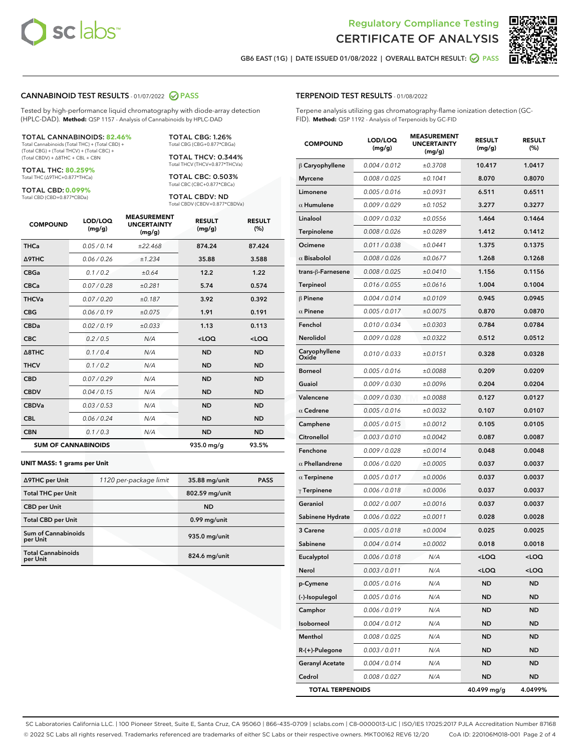# Regulatory Compliance Testing
# CERTIFICATE OF ANALYSIS

GB6 EAST (1G) | DATE ISSUED 01/08/2022 | OVERALL BATCH RESULT: PASS

## CANNABINOID TEST RESULTS - 01/07/2022 PASS

Tested by high-performance liquid chromatography with diode-array detection (HPLC-DAD). **Method:** QSP 1157 - Analysis of Cannabinoids by HPLC-DAD

**TOTAL CANNABINOIDS: 82.46%**
Total Cannabinoids (Total THC) + (Total CBD) + (Total CBG) + (Total THCV) + (Total CBC) + (Total CBDV) + Δ8THC + CBL + CBN

**TOTAL THC: 80.259%**
Total THC (Δ9THC+0.877*THCa)

**TOTAL CBD: 0.099%**
Total CBD (CBD+0.877*CBDa)

**TOTAL CBG: 1.26%**
Total CBG (CBG+0.877*CBGa)

**TOTAL THCV: 0.344%**
Total THCV (THCV+0.877*THCVa)

**TOTAL CBC: 0.503%**
Total CBC (CBC+0.877*CBCa)

**TOTAL CBDV: ND**
Total CBDV (CBDV+0.877*CBDVa)

| COMPOUND | LOD/LOQ (mg/g) | MEASUREMENT UNCERTAINTY (mg/g) | RESULT (mg/g) | RESULT (%) |
|---|---|---|---|---|
| THCa | 0.05 / 0.14 | ±22.468 | 874.24 | 87.424 |
| Δ9THC | 0.06 / 0.26 | ±1.234 | 35.88 | 3.588 |
| CBGa | 0.1 / 0.2 | ±0.64 | 12.2 | 1.22 |
| CBCa | 0.07 / 0.28 | ±0.281 | 5.74 | 0.574 |
| THCVa | 0.07 / 0.20 | ±0.187 | 3.92 | 0.392 |
| CBG | 0.06 / 0.19 | ±0.075 | 1.91 | 0.191 |
| CBDa | 0.02 / 0.19 | ±0.033 | 1.13 | 0.113 |
| CBC | 0.2 / 0.5 | N/A | <LOQ | <LOQ |
| Δ8THC | 0.1 / 0.4 | N/A | ND | ND |
| THCV | 0.1 / 0.2 | N/A | ND | ND |
| CBD | 0.07 / 0.29 | N/A | ND | ND |
| CBDV | 0.04 / 0.15 | N/A | ND | ND |
| CBDVa | 0.03 / 0.53 | N/A | ND | ND |
| CBL | 0.06 / 0.24 | N/A | ND | ND |
| CBN | 0.1 / 0.3 | N/A | ND | ND |
| **SUM OF CANNABINOIDS** | | | **935.0 mg/g** | **93.5%** |

**UNIT MASS: 1 grams per Unit**

| | | | |
|---|---|---|---|
| Δ9THC per Unit | 1120 per-package limit | 35.88 mg/unit | PASS |
| Total THC per Unit | | 802.59 mg/unit | |
| CBD per Unit | | ND | |
| Total CBD per Unit | | 0.99 mg/unit | |
| Sum of Cannabinoids per Unit | | 935.0 mg/unit | |
| Total Cannabinoids per Unit | | 824.6 mg/unit | |

## TERPENOID TEST RESULTS - 01/08/2022

Terpene analysis utilizing gas chromatography-flame ionization detection (GC-FID). **Method:** QSP 1192 - Analysis of Terpenoids by GC-FID

| COMPOUND | LOD/LOQ (mg/g) | MEASUREMENT UNCERTAINTY (mg/g) | RESULT (mg/g) | RESULT (%) |
|---|---|---|---|---|
| β Caryophyllene | 0.004 / 0.012 | ±0.3708 | 10.417 | 1.0417 |
| Myrcene | 0.008 / 0.025 | ±0.1041 | 8.070 | 0.8070 |
| Limonene | 0.005 / 0.016 | ±0.0931 | 6.511 | 0.6511 |
| α Humulene | 0.009 / 0.029 | ±0.1052 | 3.277 | 0.3277 |
| Linalool | 0.009 / 0.032 | ±0.0556 | 1.464 | 0.1464 |
| Terpinolene | 0.008 / 0.026 | ±0.0289 | 1.412 | 0.1412 |
| Ocimene | 0.011 / 0.038 | ±0.0441 | 1.375 | 0.1375 |
| α Bisabolol | 0.008 / 0.026 | ±0.0677 | 1.268 | 0.1268 |
| trans-β-Farnesene | 0.008 / 0.025 | ±0.0410 | 1.156 | 0.1156 |
| Terpineol | 0.016 / 0.055 | ±0.0616 | 1.004 | 0.1004 |
| β Pinene | 0.004 / 0.014 | ±0.0109 | 0.945 | 0.0945 |
| α Pinene | 0.005 / 0.017 | ±0.0075 | 0.870 | 0.0870 |
| Fenchol | 0.010 / 0.034 | ±0.0303 | 0.784 | 0.0784 |
| Nerolidol | 0.009 / 0.028 | ±0.0322 | 0.512 | 0.0512 |
| Caryophyllene Oxide | 0.010 / 0.033 | ±0.0151 | 0.328 | 0.0328 |
| Borneol | 0.005 / 0.016 | ±0.0088 | 0.209 | 0.0209 |
| Guaiol | 0.009 / 0.030 | ±0.0096 | 0.204 | 0.0204 |
| Valencene | 0.009 / 0.030 | ±0.0088 | 0.127 | 0.0127 |
| α Cedrene | 0.005 / 0.016 | ±0.0032 | 0.107 | 0.0107 |
| Camphene | 0.005 / 0.015 | ±0.0012 | 0.105 | 0.0105 |
| Citronellol | 0.003 / 0.010 | ±0.0042 | 0.087 | 0.0087 |
| Fenchone | 0.009 / 0.028 | ±0.0014 | 0.048 | 0.0048 |
| α Phellandrene | 0.006 / 0.020 | ±0.0005 | 0.037 | 0.0037 |
| α Terpinene | 0.005 / 0.017 | ±0.0006 | 0.037 | 0.0037 |
| γ Terpinene | 0.006 / 0.018 | ±0.0006 | 0.037 | 0.0037 |
| Geraniol | 0.002 / 0.007 | ±0.0016 | 0.037 | 0.0037 |
| Sabinene Hydrate | 0.006 / 0.022 | ±0.0011 | 0.028 | 0.0028 |
| 3 Carene | 0.005 / 0.018 | ±0.0004 | 0.025 | 0.0025 |
| Sabinene | 0.004 / 0.014 | ±0.0002 | 0.018 | 0.0018 |
| Eucalyptol | 0.006 / 0.018 | N/A | <LOQ | <LOQ |
| Nerol | 0.003 / 0.011 | N/A | <LOQ | <LOQ |
| p-Cymene | 0.005 / 0.016 | N/A | ND | ND |
| (-)-Isopulegol | 0.005 / 0.016 | N/A | ND | ND |
| Camphor | 0.006 / 0.019 | N/A | ND | ND |
| Isoborneol | 0.004 / 0.012 | N/A | ND | ND |
| Menthol | 0.008 / 0.025 | N/A | ND | ND |
| R-(+)-Pulegone | 0.003 / 0.011 | N/A | ND | ND |
| Geranyl Acetate | 0.004 / 0.014 | N/A | ND | ND |
| Cedrol | 0.008 / 0.027 | N/A | ND | ND |
| **TOTAL TERPENOIDS** | | | **40.499 mg/g** | **4.0499%** |

SC Laboratories California LLC. | 100 Pioneer Street, Suite E, Santa Cruz, CA 95060 | 866-435-0709 | sclabs.com | C8-0000013-LIC | ISO/IES 17025:2017 PJLA Accreditation Number 87168
© 2022 SC Labs all rights reserved. Trademarks referenced are trademarks of either SC Labs or their respective owners. MKT00162 REV6 12/20 CoA ID: 220106M018-001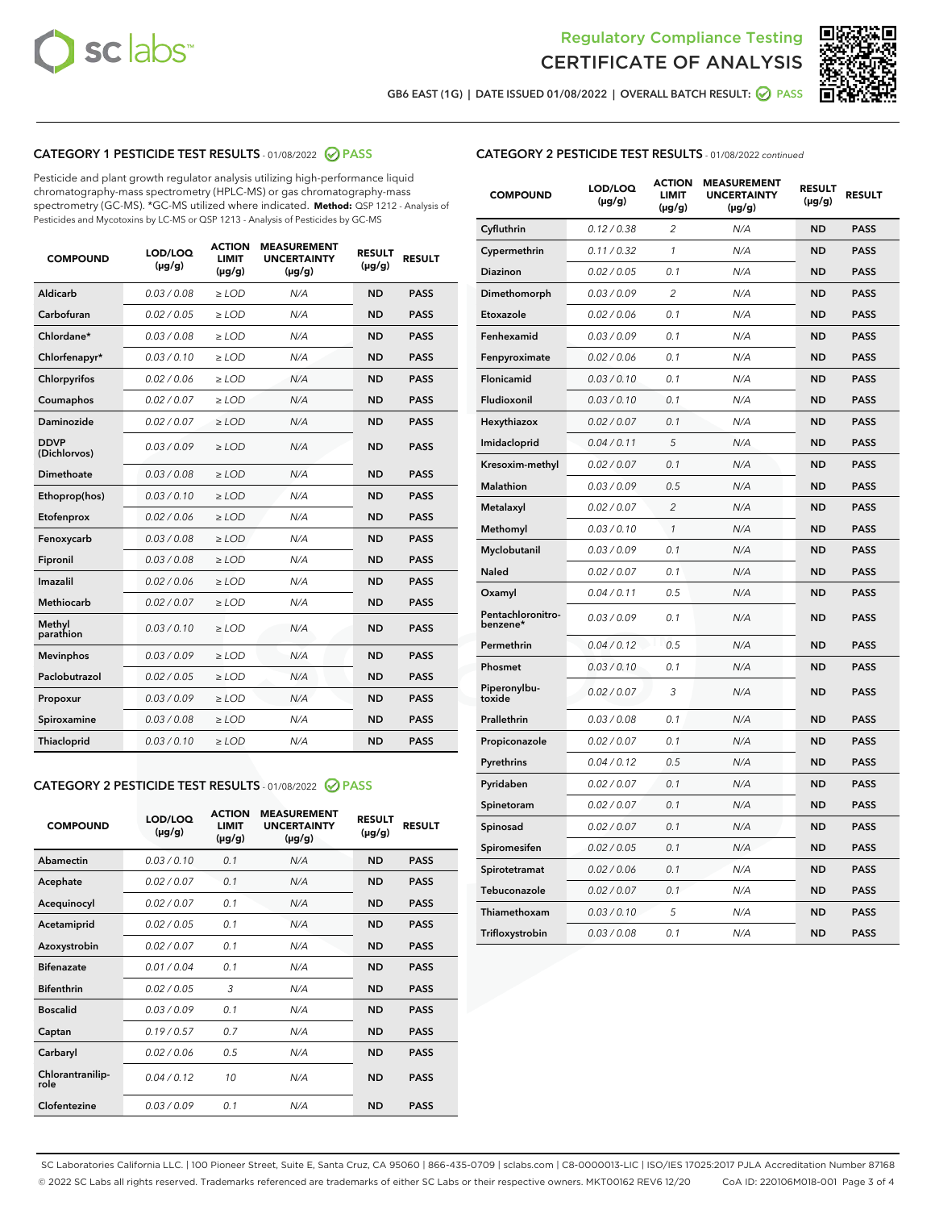Regulatory Compliance Testing
CERTIFICATE OF ANALYSIS

GB6 EAST (1G) | DATE ISSUED 01/08/2022 | OVERALL BATCH RESULT: PASS

## CATEGORY 1 PESTICIDE TEST RESULTS - 01/08/2022 PASS

Pesticide and plant growth regulator analysis utilizing high-performance liquid chromatography-mass spectrometry (HPLC-MS) or gas chromatography-mass spectrometry (GC-MS). *GC-MS utilized where indicated. **Method:** QSP 1212 - Analysis of Pesticides and Mycotoxins by LC-MS or QSP 1213 - Analysis of Pesticides by GC-MS

| COMPOUND | LOD/LOQ (µg/g) | ACTION LIMIT (µg/g) | MEASUREMENT UNCERTAINTY (µg/g) | RESULT (µg/g) | RESULT |
|---|---|---|---|---|---|
| Aldicarb | 0.03 / 0.08 | ≥ LOD | N/A | ND | PASS |
| Carbofuran | 0.02 / 0.05 | ≥ LOD | N/A | ND | PASS |
| Chlordane* | 0.03 / 0.08 | ≥ LOD | N/A | ND | PASS |
| Chlorfenapyr* | 0.03 / 0.10 | ≥ LOD | N/A | ND | PASS |
| Chlorpyrifos | 0.02 / 0.06 | ≥ LOD | N/A | ND | PASS |
| Coumaphos | 0.02 / 0.07 | ≥ LOD | N/A | ND | PASS |
| Daminozide | 0.02 / 0.07 | ≥ LOD | N/A | ND | PASS |
| DDVP (Dichlorvos) | 0.03 / 0.09 | ≥ LOD | N/A | ND | PASS |
| Dimethoate | 0.03 / 0.08 | ≥ LOD | N/A | ND | PASS |
| Ethoprop(hos) | 0.03 / 0.10 | ≥ LOD | N/A | ND | PASS |
| Etofenprox | 0.02 / 0.06 | ≥ LOD | N/A | ND | PASS |
| Fenoxycarb | 0.03 / 0.08 | ≥ LOD | N/A | ND | PASS |
| Fipronil | 0.03 / 0.08 | ≥ LOD | N/A | ND | PASS |
| Imazalil | 0.02 / 0.06 | ≥ LOD | N/A | ND | PASS |
| Methiocarb | 0.02 / 0.07 | ≥ LOD | N/A | ND | PASS |
| Methyl parathion | 0.03 / 0.10 | ≥ LOD | N/A | ND | PASS |
| Mevinphos | 0.03 / 0.09 | ≥ LOD | N/A | ND | PASS |
| Paclobutrazol | 0.02 / 0.05 | ≥ LOD | N/A | ND | PASS |
| Propoxur | 0.03 / 0.09 | ≥ LOD | N/A | ND | PASS |
| Spiroxamine | 0.03 / 0.08 | ≥ LOD | N/A | ND | PASS |
| Thiacloprid | 0.03 / 0.10 | ≥ LOD | N/A | ND | PASS |

## CATEGORY 2 PESTICIDE TEST RESULTS - 01/08/2022 PASS

| COMPOUND | LOD/LOQ (µg/g) | ACTION LIMIT (µg/g) | MEASUREMENT UNCERTAINTY (µg/g) | RESULT (µg/g) | RESULT |
|---|---|---|---|---|---|
| Abamectin | 0.03 / 0.10 | 0.1 | N/A | ND | PASS |
| Acephate | 0.02 / 0.07 | 0.1 | N/A | ND | PASS |
| Acequinocyl | 0.02 / 0.07 | 0.1 | N/A | ND | PASS |
| Acetamiprid | 0.02 / 0.05 | 0.1 | N/A | ND | PASS |
| Azoxystrobin | 0.02 / 0.07 | 0.1 | N/A | ND | PASS |
| Bifenazate | 0.01 / 0.04 | 0.1 | N/A | ND | PASS |
| Bifenthrin | 0.02 / 0.05 | 3 | N/A | ND | PASS |
| Boscalid | 0.03 / 0.09 | 0.1 | N/A | ND | PASS |
| Captan | 0.19 / 0.57 | 0.7 | N/A | ND | PASS |
| Carbaryl | 0.02 / 0.06 | 0.5 | N/A | ND | PASS |
| Chlorantraniliprole | 0.04 / 0.12 | 10 | N/A | ND | PASS |
| Clofentezine | 0.03 / 0.09 | 0.1 | N/A | ND | PASS |
| Cyfluthrin | 0.12 / 0.38 | 2 | N/A | ND | PASS |
| Cypermethrin | 0.11 / 0.32 | 1 | N/A | ND | PASS |
| Diazinon | 0.02 / 0.05 | 0.1 | N/A | ND | PASS |
| Dimethomorph | 0.03 / 0.09 | 2 | N/A | ND | PASS |
| Etoxazole | 0.02 / 0.06 | 0.1 | N/A | ND | PASS |
| Fenhexamid | 0.03 / 0.09 | 0.1 | N/A | ND | PASS |
| Fenpyroximate | 0.02 / 0.06 | 0.1 | N/A | ND | PASS |
| Flonicamid | 0.03 / 0.10 | 0.1 | N/A | ND | PASS |
| Fludioxonil | 0.03 / 0.10 | 0.1 | N/A | ND | PASS |
| Hexythiazox | 0.02 / 0.07 | 0.1 | N/A | ND | PASS |
| Imidacloprid | 0.04 / 0.11 | 5 | N/A | ND | PASS |
| Kresoxim-methyl | 0.02 / 0.07 | 0.1 | N/A | ND | PASS |
| Malathion | 0.03 / 0.09 | 0.5 | N/A | ND | PASS |
| Metalaxyl | 0.02 / 0.07 | 2 | N/A | ND | PASS |
| Methomyl | 0.03 / 0.10 | 1 | N/A | ND | PASS |
| Myclobutanil | 0.03 / 0.09 | 0.1 | N/A | ND | PASS |
| Naled | 0.02 / 0.07 | 0.1 | N/A | ND | PASS |
| Oxamyl | 0.04 / 0.11 | 0.5 | N/A | ND | PASS |
| Pentachloronitrobenzene* | 0.03 / 0.09 | 0.1 | N/A | ND | PASS |
| Permethrin | 0.04 / 0.12 | 0.5 | N/A | ND | PASS |
| Phosmet | 0.03 / 0.10 | 0.1 | N/A | ND | PASS |
| Piperonylbutoxide | 0.02 / 0.07 | 3 | N/A | ND | PASS |
| Prallethrin | 0.03 / 0.08 | 0.1 | N/A | ND | PASS |
| Propiconazole | 0.02 / 0.07 | 0.1 | N/A | ND | PASS |
| Pyrethrins | 0.04 / 0.12 | 0.5 | N/A | ND | PASS |
| Pyridaben | 0.02 / 0.07 | 0.1 | N/A | ND | PASS |
| Spinetoram | 0.02 / 0.07 | 0.1 | N/A | ND | PASS |
| Spinosad | 0.02 / 0.07 | 0.1 | N/A | ND | PASS |
| Spiromesifen | 0.02 / 0.05 | 0.1 | N/A | ND | PASS |
| Spirotetramat | 0.02 / 0.06 | 0.1 | N/A | ND | PASS |
| Tebuconazole | 0.02 / 0.07 | 0.1 | N/A | ND | PASS |
| Thiamethoxam | 0.03 / 0.10 | 5 | N/A | ND | PASS |
| Trifloxystrobin | 0.03 / 0.08 | 0.1 | N/A | ND | PASS |

SC Laboratories California LLC. | 100 Pioneer Street, Suite E, Santa Cruz, CA 95060 | 866-435-0709 | sclabs.com | C8-0000013-LIC | ISO/IES 17025:2017 PJLA Accreditation Number 87168
© 2022 SC Labs all rights reserved. Trademarks referenced are trademarks of either SC Labs or their respective owners. MKT00162 REV6 12/20 CoA ID: 220106M018-001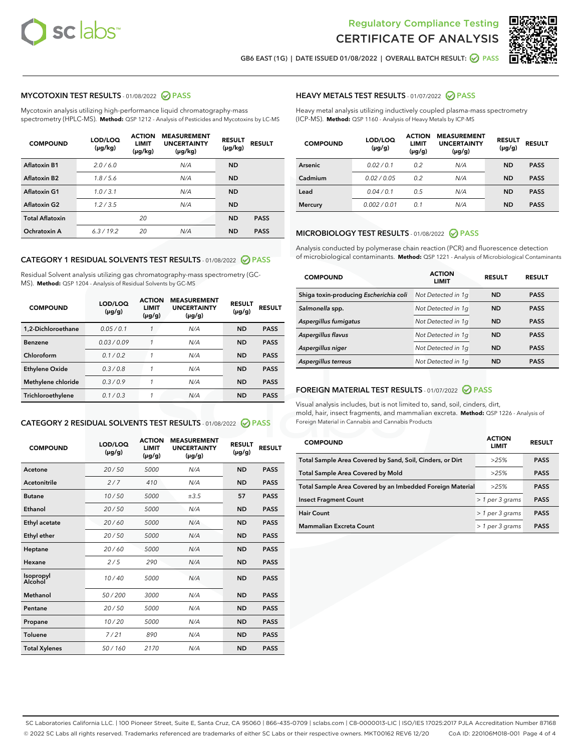Regulatory Compliance Testing

# CERTIFICATE OF ANALYSIS

GB6 EAST (1G) | DATE ISSUED 01/08/2022 | OVERALL BATCH RESULT: PASS

## MYCOTOXIN TEST RESULTS - 01/08/2022 PASS

Mycotoxin analysis utilizing high-performance liquid chromatography-mass spectrometry (HPLC-MS). **Method:** QSP 1212 - Analysis of Pesticides and Mycotoxins by LC-MS

| COMPOUND | LOD/LOQ (µg/kg) | ACTION LIMIT (µg/kg) | MEASUREMENT UNCERTAINTY (µg/kg) | RESULT (µg/kg) | RESULT |
|---|---|---|---|---|---|
| Aflatoxin B1 | 2.0 / 6.0 | | N/A | ND | |
| Aflatoxin B2 | 1.8 / 5.6 | | N/A | ND | |
| Aflatoxin G1 | 1.0 / 3.1 | | N/A | ND | |
| Aflatoxin G2 | 1.2 / 3.5 | | N/A | ND | |
| Total Aflatoxin | | 20 | | ND | PASS |
| Ochratoxin A | 6.3 / 19.2 | 20 | N/A | ND | PASS |

## CATEGORY 1 RESIDUAL SOLVENTS TEST RESULTS - 01/08/2022 PASS

Residual Solvent analysis utilizing gas chromatography-mass spectrometry (GC-MS). **Method:** QSP 1204 - Analysis of Residual Solvents by GC-MS

| COMPOUND | LOD/LOQ (µg/g) | ACTION LIMIT (µg/g) | MEASUREMENT UNCERTAINTY (µg/g) | RESULT (µg/g) | RESULT |
|---|---|---|---|---|---|
| 1,2-Dichloroethane | 0.05 / 0.1 | 1 | N/A | ND | PASS |
| Benzene | 0.03 / 0.09 | 1 | N/A | ND | PASS |
| Chloroform | 0.1 / 0.2 | 1 | N/A | ND | PASS |
| Ethylene Oxide | 0.3 / 0.8 | 1 | N/A | ND | PASS |
| Methylene chloride | 0.3 / 0.9 | 1 | N/A | ND | PASS |
| Trichloroethylene | 0.1 / 0.3 | 1 | N/A | ND | PASS |

## CATEGORY 2 RESIDUAL SOLVENTS TEST RESULTS - 01/08/2022 PASS

| COMPOUND | LOD/LOQ (µg/g) | ACTION LIMIT (µg/g) | MEASUREMENT UNCERTAINTY (µg/g) | RESULT (µg/g) | RESULT |
|---|---|---|---|---|---|
| Acetone | 20 / 50 | 5000 | N/A | ND | PASS |
| Acetonitrile | 2 / 7 | 410 | N/A | ND | PASS |
| Butane | 10 / 50 | 5000 | ±3.5 | 57 | PASS |
| Ethanol | 20 / 50 | 5000 | N/A | ND | PASS |
| Ethyl acetate | 20 / 60 | 5000 | N/A | ND | PASS |
| Ethyl ether | 20 / 50 | 5000 | N/A | ND | PASS |
| Heptane | 20 / 60 | 5000 | N/A | ND | PASS |
| Hexane | 2 / 5 | 290 | N/A | ND | PASS |
| Isopropyl Alcohol | 10 / 40 | 5000 | N/A | ND | PASS |
| Methanol | 50 / 200 | 3000 | N/A | ND | PASS |
| Pentane | 20 / 50 | 5000 | N/A | ND | PASS |
| Propane | 10 / 20 | 5000 | N/A | ND | PASS |
| Toluene | 7 / 21 | 890 | N/A | ND | PASS |
| Total Xylenes | 50 / 160 | 2170 | N/A | ND | PASS |

## HEAVY METALS TEST RESULTS - 01/07/2022 PASS

Heavy metal analysis utilizing inductively coupled plasma-mass spectrometry (ICP-MS). **Method:** QSP 1160 - Analysis of Heavy Metals by ICP-MS

| COMPOUND | LOD/LOQ (µg/g) | ACTION LIMIT (µg/g) | MEASUREMENT UNCERTAINTY (µg/g) | RESULT (µg/g) | RESULT |
|---|---|---|---|---|---|
| Arsenic | 0.02 / 0.1 | 0.2 | N/A | ND | PASS |
| Cadmium | 0.02 / 0.05 | 0.2 | N/A | ND | PASS |
| Lead | 0.04 / 0.1 | 0.5 | N/A | ND | PASS |
| Mercury | 0.002 / 0.01 | 0.1 | N/A | ND | PASS |

## MICROBIOLOGY TEST RESULTS - 01/08/2022 PASS

Analysis conducted by polymerase chain reaction (PCR) and fluorescence detection of microbiological contaminants. **Method:** QSP 1221 - Analysis of Microbiological Contaminants

| COMPOUND | ACTION LIMIT | RESULT | RESULT |
|---|---|---|---|
| Shiga toxin-producing *Escherichia coli* | Not Detected in 1g | ND | PASS |
| *Salmonella* spp. | Not Detected in 1g | ND | PASS |
| *Aspergillus fumigatus* | Not Detected in 1g | ND | PASS |
| *Aspergillus flavus* | Not Detected in 1g | ND | PASS |
| *Aspergillus niger* | Not Detected in 1g | ND | PASS |
| *Aspergillus terreus* | Not Detected in 1g | ND | PASS |

## FOREIGN MATERIAL TEST RESULTS - 01/07/2022 PASS

Visual analysis includes, but is not limited to, sand, soil, cinders, dirt, mold, hair, insect fragments, and mammalian excreta. **Method:** QSP 1226 - Analysis of Foreign Material in Cannabis and Cannabis Products

| COMPOUND | ACTION LIMIT | RESULT |
|---|---|---|
| Total Sample Area Covered by Sand, Soil, Cinders, or Dirt | >25% | PASS |
| Total Sample Area Covered by Mold | >25% | PASS |
| Total Sample Area Covered by an Imbedded Foreign Material | >25% | PASS |
| Insect Fragment Count | > 1 per 3 grams | PASS |
| Hair Count | > 1 per 3 grams | PASS |
| Mammalian Excreta Count | > 1 per 3 grams | PASS |

SC Laboratories California LLC. | 100 Pioneer Street, Suite E, Santa Cruz, CA 95060 | 866-435-0709 | sclabs.com | C8-0000013-LIC | ISO/IES 17025:2017 PJLA Accreditation Number 87168
© 2022 SC Labs all rights reserved. Trademarks referenced are trademarks of either SC Labs or their respective owners. MKT00162 REV6 12/20 CoA ID: 220106M018-001